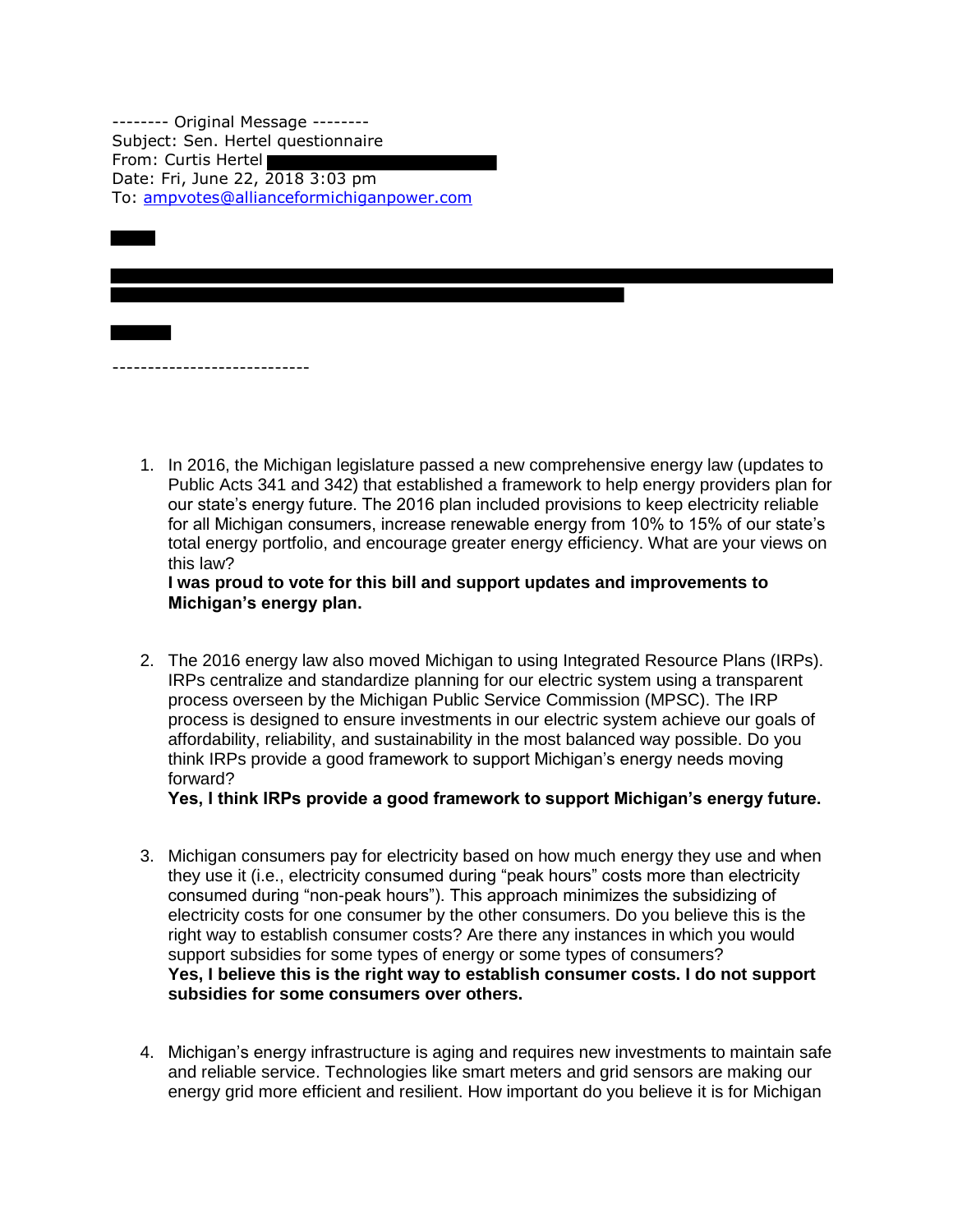-------- Original Message --------
Subject: Sen. Hertel questionnaire
From: Curtis Hertel
Date: Fri, June 22, 2018 3:03 pm
To: ampvotes@allianceformichiganpower.com

----------------------------

1. In 2016, the Michigan legislature passed a new comprehensive energy law (updates to Public Acts 341 and 342) that established a framework to help energy providers plan for our state's energy future. The 2016 plan included provisions to keep electricity reliable for all Michigan consumers, increase renewable energy from 10% to 15% of our state's total energy portfolio, and encourage greater energy efficiency. What are your views on this law?
   **I was proud to vote for this bill and support updates and improvements to Michigan's energy plan.**

2. The 2016 energy law also moved Michigan to using Integrated Resource Plans (IRPs). IRPs centralize and standardize planning for our electric system using a transparent process overseen by the Michigan Public Service Commission (MPSC). The IRP process is designed to ensure investments in our electric system achieve our goals of affordability, reliability, and sustainability in the most balanced way possible. Do you think IRPs provide a good framework to support Michigan's energy needs moving forward?
   **Yes, I think IRPs provide a good framework to support Michigan's energy future.**

3. Michigan consumers pay for electricity based on how much energy they use and when they use it (i.e., electricity consumed during "peak hours" costs more than electricity consumed during "non-peak hours"). This approach minimizes the subsidizing of electricity costs for one consumer by the other consumers. Do you believe this is the right way to establish consumer costs? Are there any instances in which you would support subsidies for some types of energy or some types of consumers?
   **Yes, I believe this is the right way to establish consumer costs. I do not support subsidies for some consumers over others.**

4. Michigan's energy infrastructure is aging and requires new investments to maintain safe and reliable service. Technologies like smart meters and grid sensors are making our energy grid more efficient and resilient. How important do you believe it is for Michigan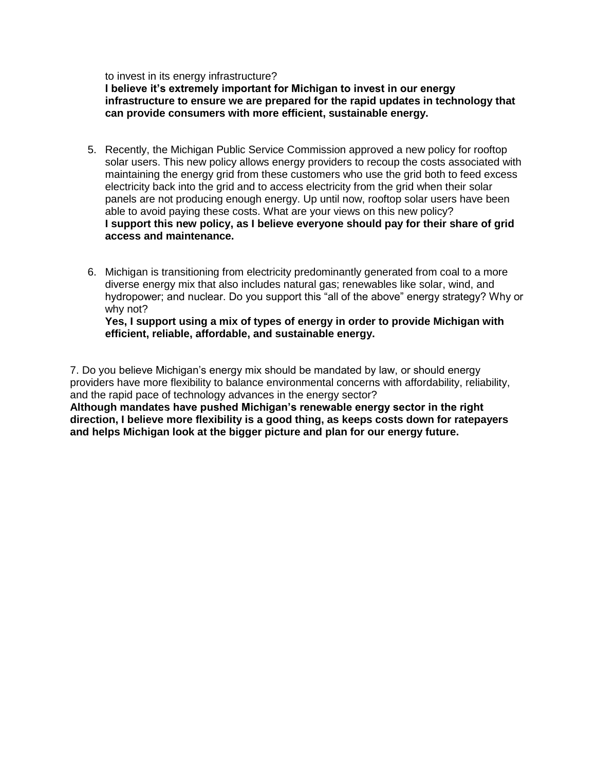to invest in its energy infrastructure?
**I believe it's extremely important for Michigan to invest in our energy infrastructure to ensure we are prepared for the rapid updates in technology that can provide consumers with more efficient, sustainable energy.**

5. Recently, the Michigan Public Service Commission approved a new policy for rooftop solar users. This new policy allows energy providers to recoup the costs associated with maintaining the energy grid from these customers who use the grid both to feed excess electricity back into the grid and to access electricity from the grid when their solar panels are not producing enough energy. Up until now, rooftop solar users have been able to avoid paying these costs. What are your views on this new policy?
   **I support this new policy, as I believe everyone should pay for their share of grid access and maintenance.**

6. Michigan is transitioning from electricity predominantly generated from coal to a more diverse energy mix that also includes natural gas; renewables like solar, wind, and hydropower; and nuclear. Do you support this "all of the above" energy strategy? Why or why not?
   **Yes, I support using a mix of types of energy in order to provide Michigan with efficient, reliable, affordable, and sustainable energy.**

7. Do you believe Michigan's energy mix should be mandated by law, or should energy providers have more flexibility to balance environmental concerns with affordability, reliability, and the rapid pace of technology advances in the energy sector?
**Although mandates have pushed Michigan's renewable energy sector in the right direction, I believe more flexibility is a good thing, as keeps costs down for ratepayers and helps Michigan look at the bigger picture and plan for our energy future.**